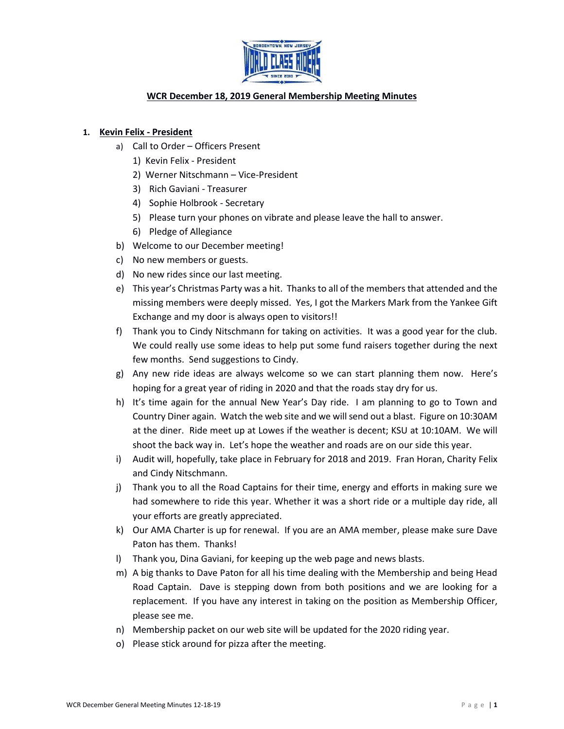# WCR December 18, 2019 General Membership Meeting Minutes

1. **Kevin Felix - President**
   a) Call to Order – Officers Present
      1) Kevin Felix - President
      2) Werner Nitschmann – Vice-President
      3) Rich Gaviani - Treasurer
      4) Sophie Holbrook - Secretary
      5) Please turn your phones on vibrate and please leave the hall to answer.
      6) Pledge of Allegiance
   b) Welcome to our December meeting!
   c) No new members or guests.
   d) No new rides since our last meeting.
   e) This year's Christmas Party was a hit. Thanks to all of the members that attended and the missing members were deeply missed. Yes, I got the Markers Mark from the Yankee Gift Exchange and my door is always open to visitors!!
   f) Thank you to Cindy Nitschmann for taking on activities. It was a good year for the club. We could really use some ideas to help put some fund raisers together during the next few months. Send suggestions to Cindy.
   g) Any new ride ideas are always welcome so we can start planning them now. Here's hoping for a great year of riding in 2020 and that the roads stay dry for us.
   h) It's time again for the annual New Year's Day ride. I am planning to go to Town and Country Diner again. Watch the web site and we will send out a blast. Figure on 10:30AM at the diner. Ride meet up at Lowes if the weather is decent; KSU at 10:10AM. We will shoot the back way in. Let's hope the weather and roads are on our side this year.
   i) Audit will, hopefully, take place in February for 2018 and 2019. Fran Horan, Charity Felix and Cindy Nitschmann.
   j) Thank you to all the Road Captains for their time, energy and efforts in making sure we had somewhere to ride this year. Whether it was a short ride or a multiple day ride, all your efforts are greatly appreciated.
   k) Our AMA Charter is up for renewal. If you are an AMA member, please make sure Dave Paton has them. Thanks!
   l) Thank you, Dina Gaviani, for keeping up the web page and news blasts.
   m) A big thanks to Dave Paton for all his time dealing with the Membership and being Head Road Captain. Dave is stepping down from both positions and we are looking for a replacement. If you have any interest in taking on the position as Membership Officer, please see me.
   n) Membership packet on our web site will be updated for the 2020 riding year.
   o) Please stick around for pizza after the meeting.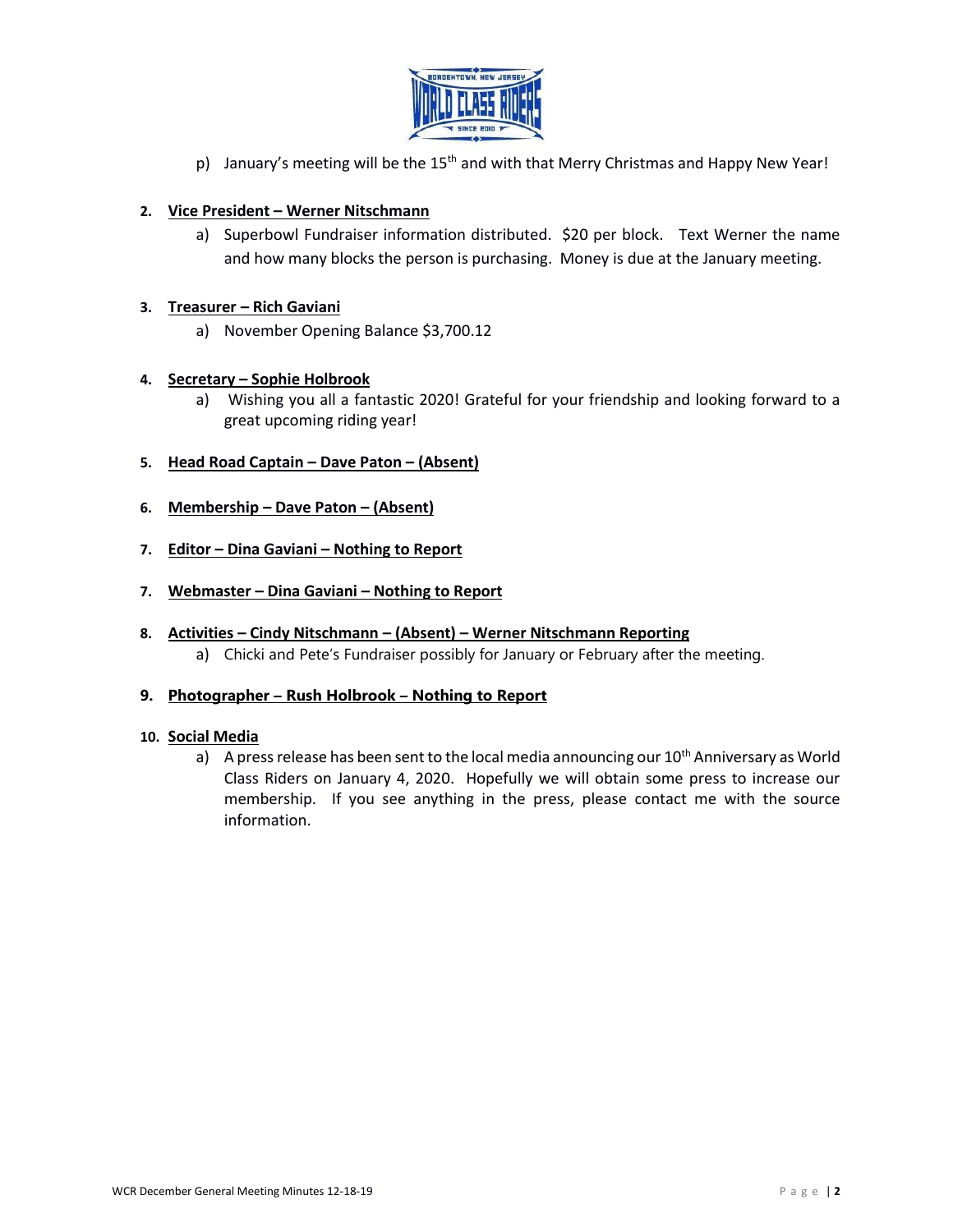p) January's meeting will be the 15th and with that Merry Christmas and Happy New Year!

2. **<u>Vice President – Werner Nitschmann</u>**
   a) Superbowl Fundraiser information distributed. $20 per block. Text Werner the name and how many blocks the person is purchasing. Money is due at the January meeting.

3. **<u>Treasurer – Rich Gaviani</u>**
   a) November Opening Balance $3,700.12

4. **<u>Secretary – Sophie Holbrook</u>**
   a) Wishing you all a fantastic 2020! Grateful for your friendship and looking forward to a great upcoming riding year!

5. **<u>Head Road Captain – Dave Paton – (Absent)</u>**

6. **<u>Membership – Dave Paton – (Absent)</u>**

7. **<u>Editor – Dina Gaviani – Nothing to Report</u>**

7. **<u>Webmaster – Dina Gaviani – Nothing to Report</u>**

8. **<u>Activities – Cindy Nitschmann – (Absent) – Werner Nitschmann Reporting</u>**
   a) Chicki and Pete's Fundraiser possibly for January or February after the meeting.

9. **<u>Photographer – Rush Holbrook – Nothing to Report</u>**

10. **<u>Social Media</u>**
    a) A press release has been sent to the local media announcing our 10th Anniversary as World Class Riders on January 4, 2020. Hopefully we will obtain some press to increase our membership. If you see anything in the press, please contact me with the source information.